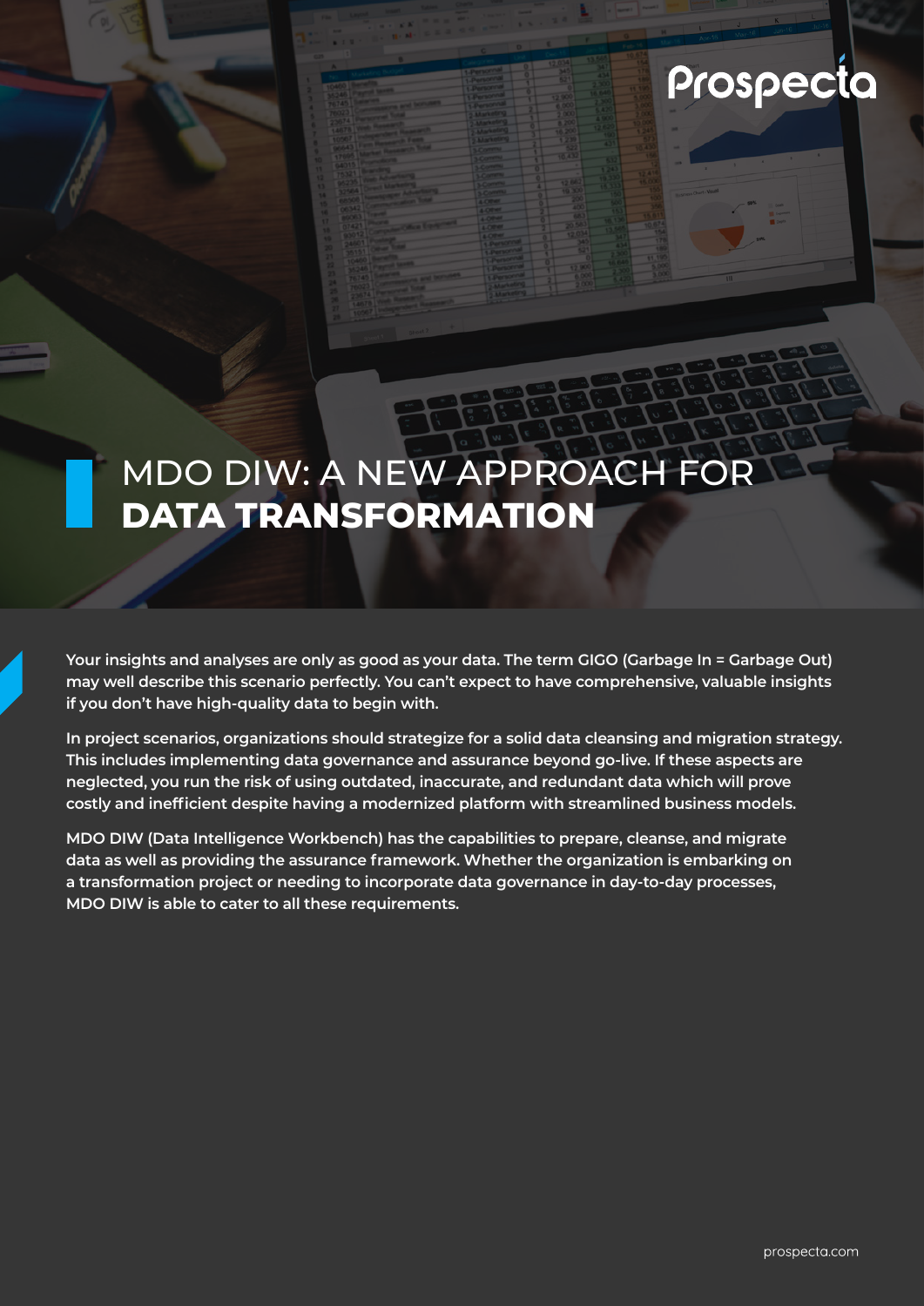# MDO DIW: A NEW APPROACH FOR **DATA TRANSFORMATION**

**Your insights and analyses are only as good as your data. The term GIGO (Garbage In = Garbage Out) may well describe this scenario perfectly. You can't expect to have comprehensive, valuable insights if you don't have high-quality data to begin with.**

**In project scenarios, organizations should strategize for a solid data cleansing and migration strategy. This includes implementing data governance and assurance beyond go-live. If these aspects are neglected, you run the risk of using outdated, inaccurate, and redundant data which will prove costly and inefficient despite having a modernized platform with streamlined business models.**

**MDO DIW (Data Intelligence Workbench) has the capabilities to prepare, cleanse, and migrate data as well as providing the assurance framework. Whether the organization is embarking on a transformation project or needing to incorporate data governance in day-to-day processes, MDO DIW is able to cater to all these requirements.**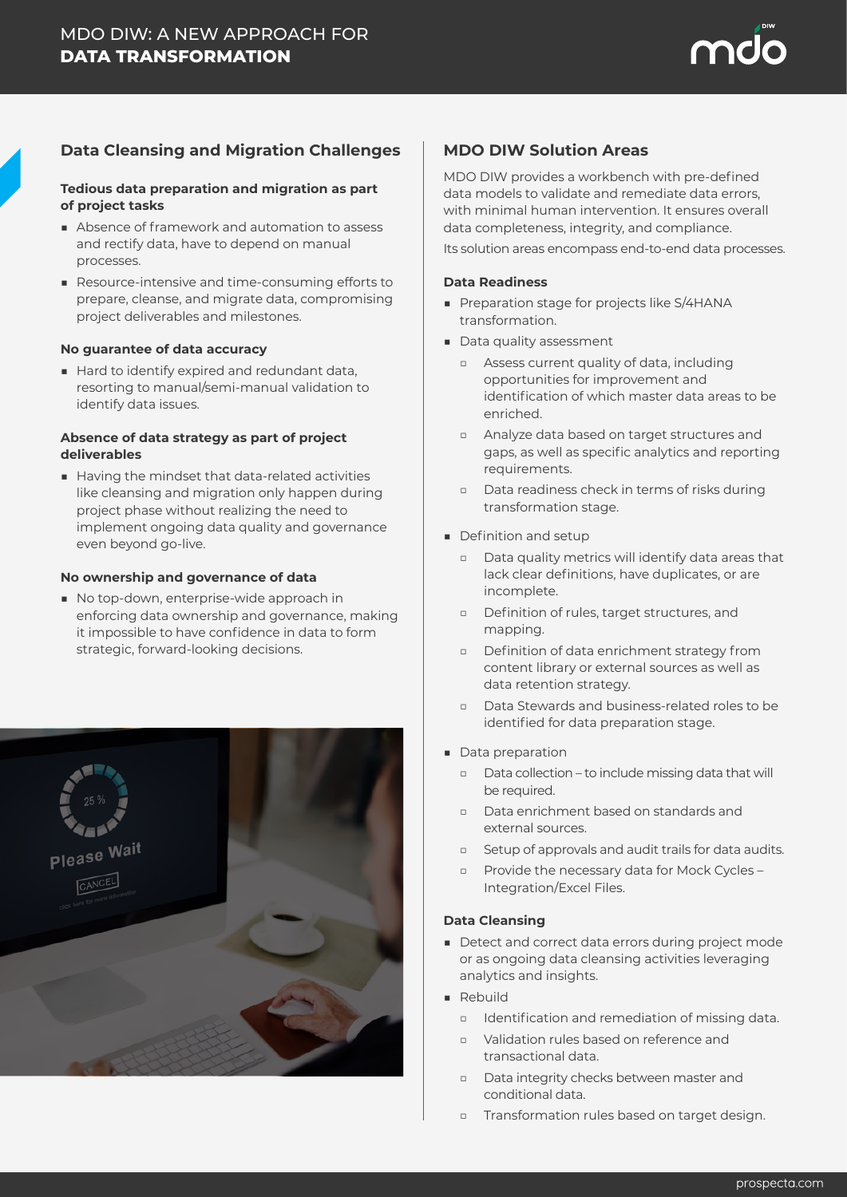## Data Cleansing and Migration Challenges

**Tedious data preparation and migration as part of project tasks**

- Absence of framework and automation to assess and rectify data, have to depend on manual processes.
- Resource-intensive and time-consuming efforts to prepare, cleanse, and migrate data, compromising project deliverables and milestones.

**No guarantee of data accuracy**

- Hard to identify expired and redundant data, resorting to manual/semi-manual validation to identify data issues.

**Absence of data strategy as part of project deliverables**

- Having the mindset that data-related activities like cleansing and migration only happen during project phase without realizing the need to implement ongoing data quality and governance even beyond go-live.

**No ownership and governance of data**

- No top-down, enterprise-wide approach in enforcing data ownership and governance, making it impossible to have confidence in data to form strategic, forward-looking decisions.

## MDO DIW Solution Areas

MDO DIW provides a workbench with pre-defined data models to validate and remediate data errors, with minimal human intervention. It ensures overall data completeness, integrity, and compliance.

Its solution areas encompass end-to-end data processes.

**Data Readiness**

- Preparation stage for projects like S/4HANA transformation.
- Data quality assessment
  - Assess current quality of data, including opportunities for improvement and identification of which master data areas to be enriched.
  - Analyze data based on target structures and gaps, as well as specific analytics and reporting requirements.
  - Data readiness check in terms of risks during transformation stage.
- Definition and setup
  - Data quality metrics will identify data areas that lack clear definitions, have duplicates, or are incomplete.
  - Definition of rules, target structures, and mapping.
  - Definition of data enrichment strategy from content library or external sources as well as data retention strategy.
  - Data Stewards and business-related roles to be identified for data preparation stage.
- Data preparation
  - Data collection – to include missing data that will be required.
  - Data enrichment based on standards and external sources.
  - Setup of approvals and audit trails for data audits.
  - Provide the necessary data for Mock Cycles – Integration/Excel Files.

**Data Cleansing**

- Detect and correct data errors during project mode or as ongoing data cleansing activities leveraging analytics and insights.
- Rebuild
  - Identification and remediation of missing data.
  - Validation rules based on reference and transactional data.
  - Data integrity checks between master and conditional data.
  - Transformation rules based on target design.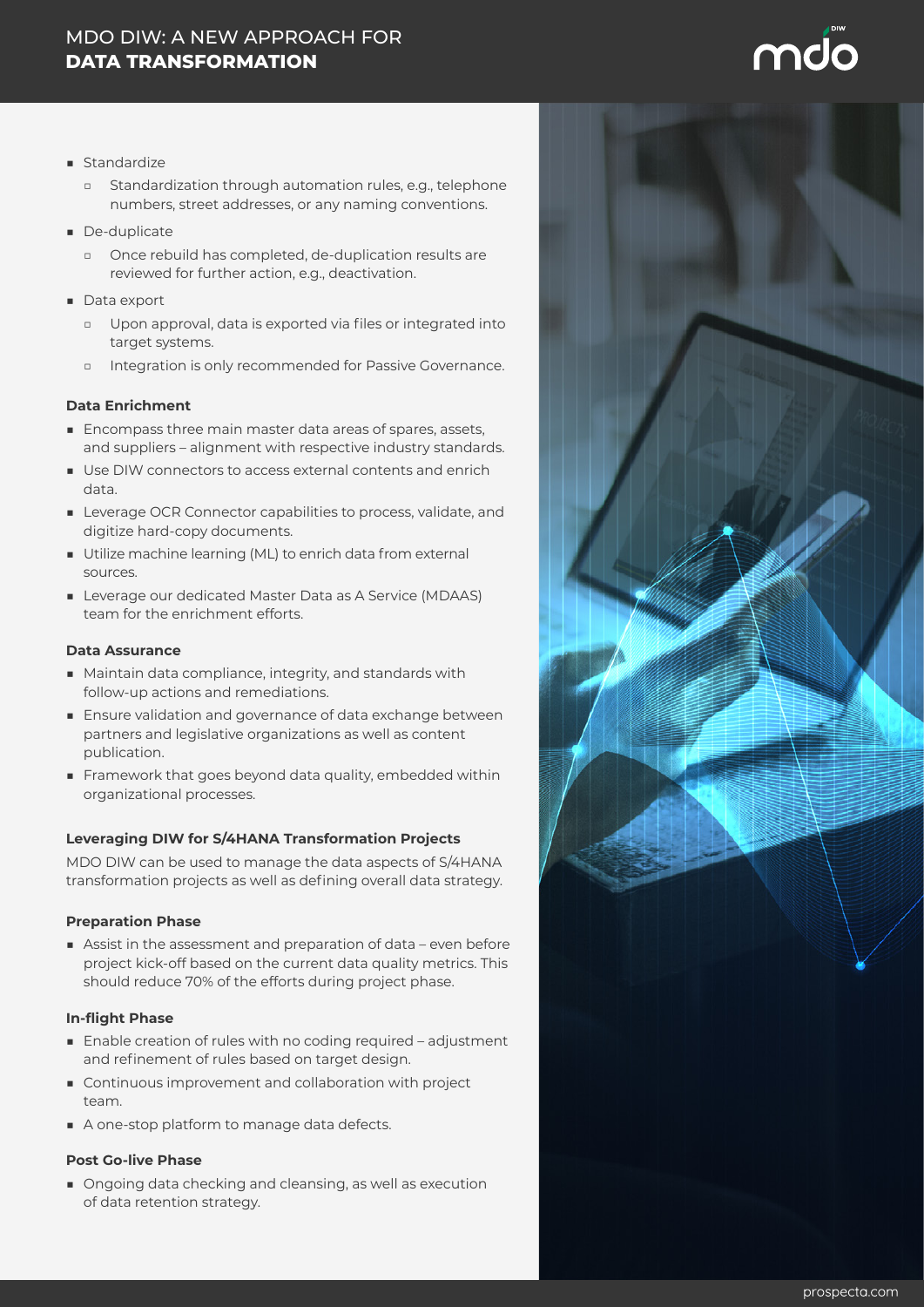- Standardize
  - Standardization through automation rules, e.g., telephone numbers, street addresses, or any naming conventions.
- De-duplicate
  - Once rebuild has completed, de-duplication results are reviewed for further action, e.g., deactivation.
- Data export
  - Upon approval, data is exported via files or integrated into target systems.
  - Integration is only recommended for Passive Governance.

**Data Enrichment**

- Encompass three main master data areas of spares, assets, and suppliers – alignment with respective industry standards.
- Use DIW connectors to access external contents and enrich data.
- Leverage OCR Connector capabilities to process, validate, and digitize hard-copy documents.
- Utilize machine learning (ML) to enrich data from external sources.
- Leverage our dedicated Master Data as A Service (MDAAS) team for the enrichment efforts.

**Data Assurance**

- Maintain data compliance, integrity, and standards with follow-up actions and remediations.
- Ensure validation and governance of data exchange between partners and legislative organizations as well as content publication.
- Framework that goes beyond data quality, embedded within organizational processes.

**Leveraging DIW for S/4HANA Transformation Projects**

MDO DIW can be used to manage the data aspects of S/4HANA transformation projects as well as defining overall data strategy.

**Preparation Phase**

- Assist in the assessment and preparation of data – even before project kick-off based on the current data quality metrics. This should reduce 70% of the efforts during project phase.

**In-flight Phase**

- Enable creation of rules with no coding required – adjustment and refinement of rules based on target design.
- Continuous improvement and collaboration with project team.
- A one-stop platform to manage data defects.

**Post Go-live Phase**

- Ongoing data checking and cleansing, as well as execution of data retention strategy.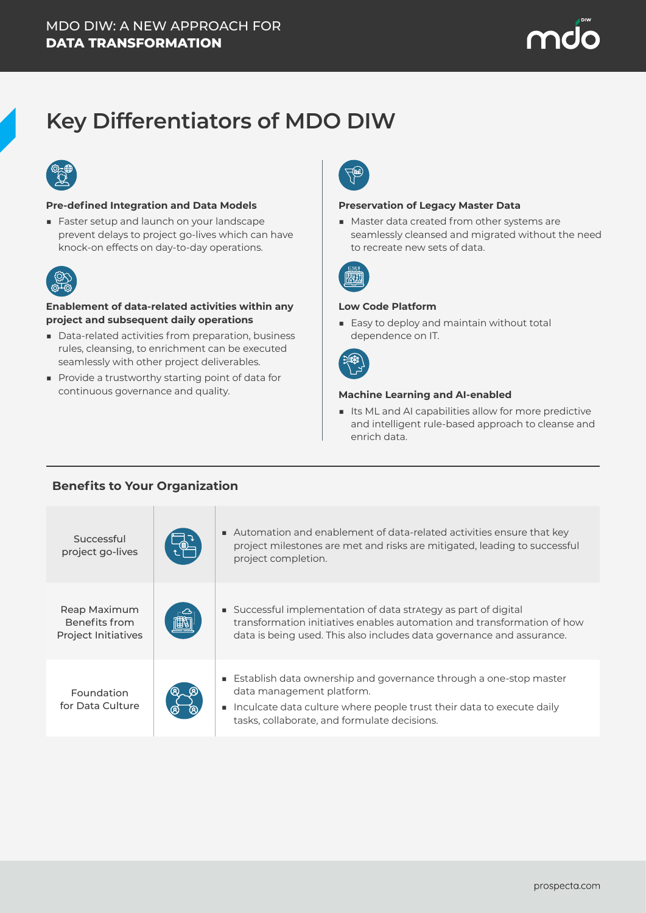# Key Differentiators of MDO DIW

### Pre-defined Integration and Data Models

- Faster setup and launch on your landscape prevent delays to project go-lives which can have knock-on effects on day-to-day operations.

### Enablement of data-related activities within any project and subsequent daily operations

- Data-related activities from preparation, business rules, cleansing, to enrichment can be executed seamlessly with other project deliverables.
- Provide a trustworthy starting point of data for continuous governance and quality.

### Preservation of Legacy Master Data

- Master data created from other systems are seamlessly cleansed and migrated without the need to recreate new sets of data.

### Low Code Platform

- Easy to deploy and maintain without total dependence on IT.

### Machine Learning and AI-enabled

- Its ML and AI capabilities allow for more predictive and intelligent rule-based approach to cleanse and enrich data.

## Benefits to Your Organization

| | |
|---|---|
| Successful project go-lives | Automation and enablement of data-related activities ensure that key project milestones are met and risks are mitigated, leading to successful project completion. |
| Reap Maximum Benefits from Project Initiatives | Successful implementation of data strAtegy as part of digital transformation initiatives enables automation and transformation of how data is being used. This also includes data governance and assurance. |
| Foundation for Data Culture | Establish data ownership and governance through a one-stop master data management platform.<br>Inculcate data culture where people trust their data to execute daily tasks, collaborate, and formulate decisions. |